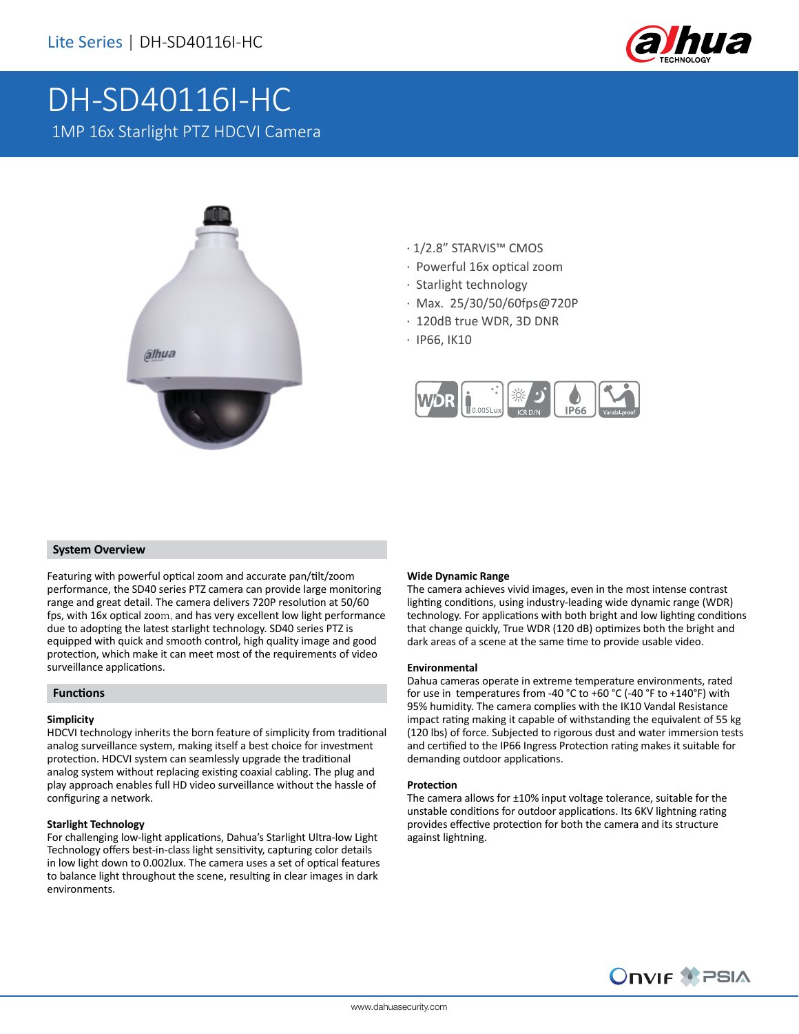Lite Series | DH-SD40116I-HC

# DH-SD40116I-HC

1MP 16x Starlight PTZ HDCVI Camera

- 1/2.8" STARVIS™ CMOS
- Powerful 16x optical zoom
- Starlight technology
- Max. 25/30/50/60fps@720P
- 120dB true WDR, 3D DNR
- IP66, IK10

## System Overview

Featuring with powerful optical zoom and accurate pan/tilt/zoom performance, the SD40 series PTZ camera can provide large monitoring range and great detail. The camera delivers 720P resolution at 50/60 fps, with 16x optical zoom, and has very excellent low light performance due to adopting the latest starlight technology. SD40 series PTZ is equipped with quick and smooth control, high quality image and good protection, which make it can meet most of the requirements of video surveillance applications.

## Functions

### Simplicity

HDCVI technology inherits the born feature of simplicity from traditional analog surveillance system, making itself a best choice for investment protection. HDCVI system can seamlessly upgrade the traditional analog system without replacing existing coaxial cabling. The plug and play approach enables full HD video surveillance without the hassle of configuring a network.

### Starlight Technology

For challenging low-light applications, Dahua's Starlight Ultra-low Light Technology offers best-in-class light sensitivity, capturing color details in low light down to 0.002lux. The camera uses a set of optical features to balance light throughout the scene, resulting in clear images in dark environments.

### Wide Dynamic Range

The camera achieves vivid images, even in the most intense contrast lighting conditions, using industry-leading wide dynamic range (WDR) technology. For applications with both bright and low lighting conditions that change quickly, True WDR (120 dB) optimizes both the bright and dark areas of a scene at the same time to provide usable video.

### Environmental

Dahua cameras operate in extreme temperature environments, rated for use in temperatures from -40 °C to +60 °C (-40 °F to +140°F) with 95% humidity. The camera complies with the IK10 Vandal Resistance impact rating making it capable of withstanding the equivalent of 55 kg (120 lbs) of force. Subjected to rigorous dust and water immersion tests and certified to the IP66 Ingress Protection rating makes it suitable for demanding outdoor applications.

### Protection

The camera allows for ±10% input voltage tolerance, suitable for the unstable conditions for outdoor applications. Its 6KV lightning rating provides effective protection for both the camera and its structure against lightning.

www.dahuasecurity.com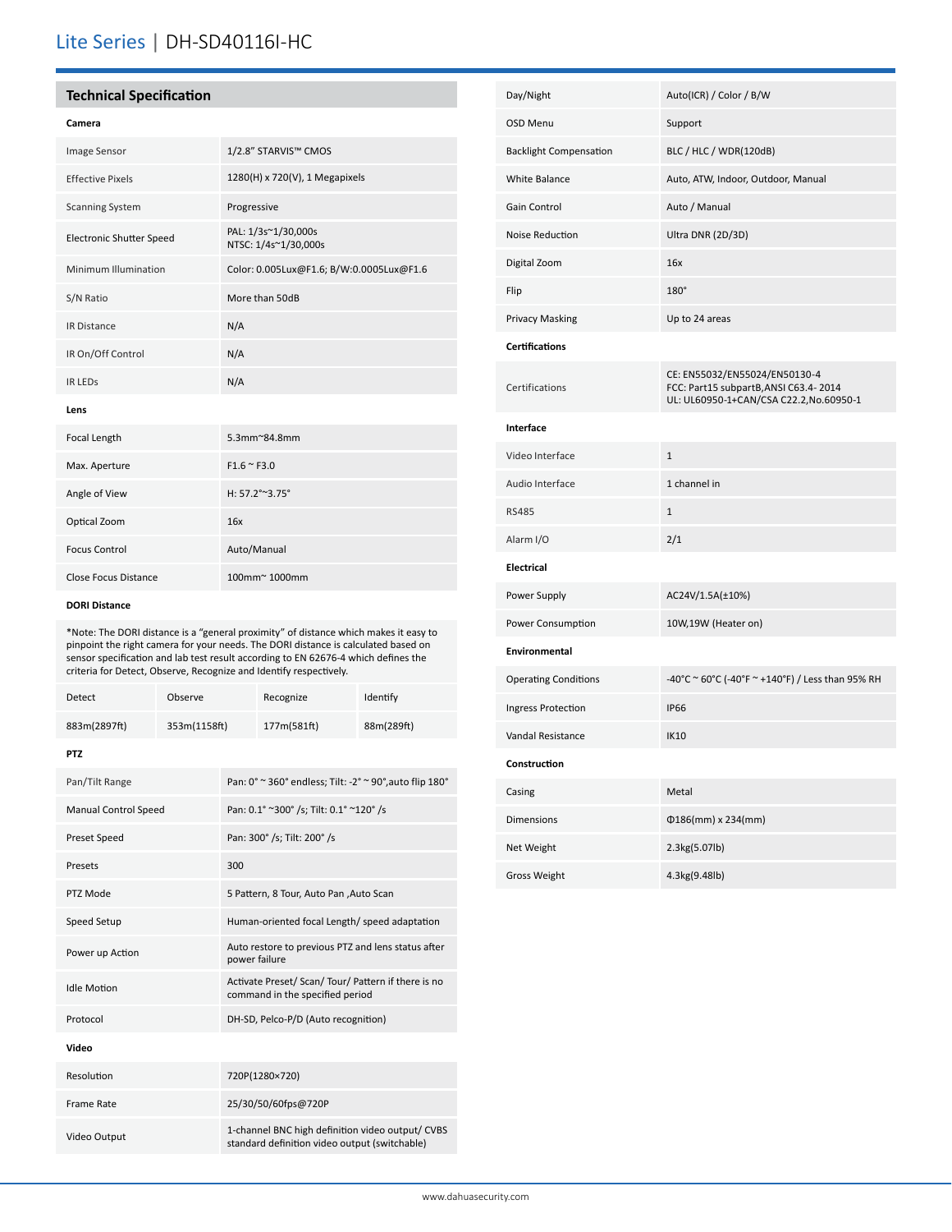## Technical Specification

### Camera

| | |
|---|---|
| Image Sensor | 1/2.8" STARVIS™ CMOS |
| Effective Pixels | 1280(H) x 720(V), 1 Megapixels |
| Scanning System | Progressive |
| Electronic Shutter Speed | PAL: 1/3s~1/30,000s<br>NTSC: 1/4s~1/30,000s |
| Minimum Illumination | Color: 0.005Lux@F1.6; B/W:0.0005Lux@F1.6 |
| S/N Ratio | More than 50dB |
| IR Distance | N/A |
| IR On/Off Control | N/A |
| IR LEDs | N/A |

### Lens

| | |
|---|---|
| Focal Length | 5.3mm~84.8mm |
| Max. Aperture | F1.6 ~ F3.0 |
| Angle of View | H: 57.2°~3.75° |
| Optical Zoom | 16x |
| Focus Control | Auto/Manual |
| Close Focus Distance | 100mm~ 1000mm |

### DORI Distance

*Note: The DORI distance is a "general proximity" of distance which makes it easy to pinpoint the right camera for your needs. The DORI distance is calculated based on sensor specification and lab test result according to EN 62676-4 which defines the criteria for Detect, Observe, Recognize and Identify respectively.

| Detect | Observe | Recognize | Identify |
|---|---|---|---|
| 883m(2897ft) | 353m(1158ft) | 177m(581ft) | 88m(289ft) |

### PTZ

| | |
|---|---|
| Pan/Tilt Range | Pan: 0° ~ 360° endless; Tilt: -2° ~ 90°,auto flip 180° |
| Manual Control Speed | Pan: 0.1° ~300° /s; Tilt: 0.1° ~120° /s |
| Preset Speed | Pan: 300° /s; Tilt: 200° /s |
| Presets | 300 |
| PTZ Mode | 5 Pattern, 8 Tour, Auto Pan ,Auto Scan |
| Speed Setup | Human-oriented focal Length/ speed adaptation |
| Power up Action | Auto restore to previous PTZ and lens status after power failure |
| Idle Motion | Activate Preset/ Scan/ Tour/ Pattern if there is no command in the specified period |
| Protocol | DH-SD, Pelco-P/D (Auto recognition) |

### Video

| | |
|---|---|
| Resolution | 720P(1280×720) |
| Frame Rate | 25/30/50/60fps@720P |
| Video Output | 1-channel BNC high definition video output/ CVBS standard definition video output (switchable) |
| Day/Night | Auto(ICR) / Color / B/W |
| OSD Menu | Support |
| Backlight Compensation | BLC / HLC / WDR(120dB) |
| White Balance | Auto, ATW, Indoor, Outdoor, Manual |
| Gain Control | Auto / Manual |
| Noise Reduction | Ultra DNR (2D/3D) |
| Digital Zoom | 16x |
| Flip | 180° |
| Privacy Masking | Up to 24 areas |

### Certifications

| | |
|---|---|
| Certifications | CE: EN55032/EN55024/EN50130-4<br>FCC: Part15 subpartB,ANSI C63.4- 2014<br>UL: UL60950-1+CAN/CSA C22.2,No.60950-1 |

### Interface

| | |
|---|---|
| Video Interface | 1 |
| Audio Interface | 1 channel in |
| RS485 | 1 |
| Alarm I/O | 2/1 |

### Electrical

| | |
|---|---|
| Power Supply | AC24V/1.5A(±10%) |
| Power Consumption | 10W,19W (Heater on) |

### Environmental

| | |
|---|---|
| Operating Conditions | -40°C ~ 60°C (-40°F ~ +140°F) / Less than 95% RH |
| Ingress Protection | IP66 |
| Vandal Resistance | IK10 |

### Construction

| | |
|---|---|
| Casing | Metal |
| Dimensions | Φ186(mm) x 234(mm) |
| Net Weight | 2.3kg(5.07lb) |
| Gross Weight | 4.3kg(9.48lb) |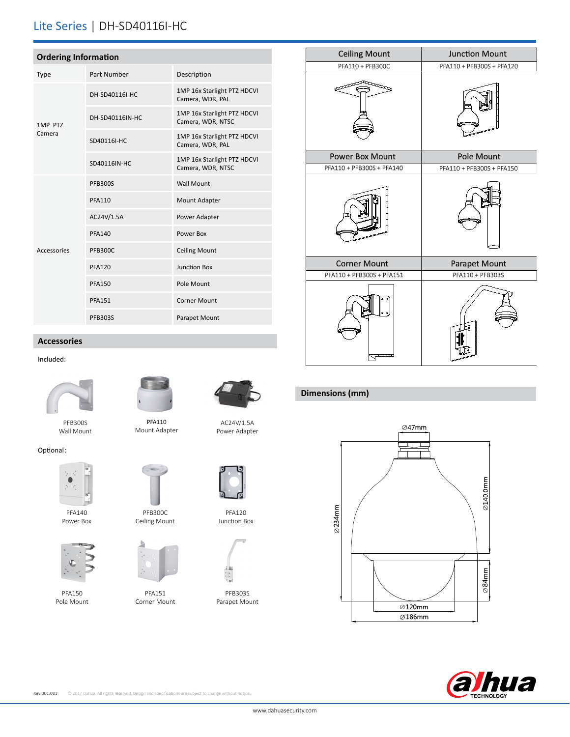## Ordering Information

| Type | Part Number | Description |
|---|---|---|
| 1MP PTZ Camera | DH-SD40116I-HC | 1MP 16x Starlight PTZ HDCVI Camera, WDR, PAL |
| | DH-SD40116IN-HC | 1MP 16x Starlight PTZ HDCVI Camera, WDR, NTSC |
| | SD40116I-HC | 1MP 16x Starlight PTZ HDCVI Camera, WDR, PAL |
| | SD40116IN-HC | 1MP 16x Starlight PTZ HDCVI Camera, WDR, NTSC |
| Accessories | PFB300S | Wall Mount |
| | PFA110 | Mount Adapter |
| | AC24V/1.5A | Power Adapter |
| | PFA140 | Power Box |
| | PFB300C | Ceiling Mount |
| | PFA120 | Junction Box |
| | PFA150 | Pole Mount |
| | PFA151 | Corner Mount |
| | PFB303S | Parapet Mount |

| Ceiling Mount | Junction Mount |
|---|---|
| PFA110 + PFB300C | PFA110 + PFB300S + PFA120 |

| Power Box Mount | Pole Mount |
|---|---|
| PFA110 + PFB300S + PFA140 | PFA110 + PFB300S + PFA150 |

| Corner Mount | Parapet Mount |
|---|---|
| PFA110 + PFB300S + PFA151 | PFA110 + PFB303S |

## Accessories

Included:

PFB300S
Wall Mount

PFA110
Mount Adapter

AC24V/1.5A
Power Adapter

Optional:

PFA140
Power Box

PFB300C
Ceiling Mount

PFA120
Junction Box

PFA150
Pole Mount

PFA151
Corner Mount

PFB303S
Parapet Mount

## Dimensions (mm)

∅47mm
∅234mm
∅140.0mm
∅84mm
∅120mm
∅186mm

Rev 001.001 © 2017 Dahua. All rights reserved. Design and specifications are subject to change without notice.

www.dahuasecurity.com